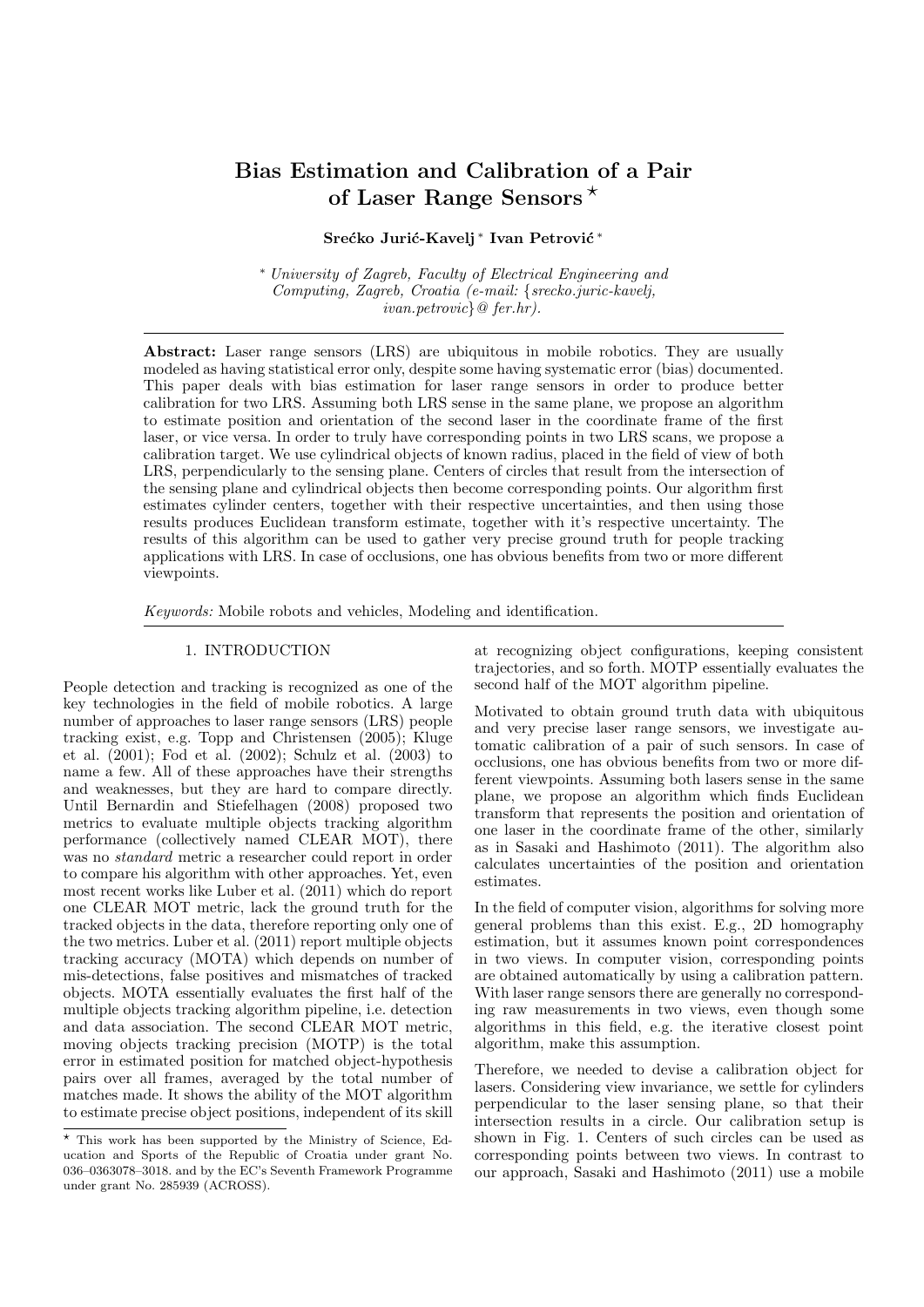# Bias Estimation and Calibration of a Pair of Laser Range Sensors ⋆

**Srećko Jurić-Kavelj \* Ivan Petrović \***

\* *University of Zagreb, Faculty of Electrical Engineering and Computing, Zagreb, Croatia (e-mail: {srecko.juric-kavelj, ivan.petrovic}@ fer.hr).*

**Abstract:** Laser range sensors (LRS) are ubiquitous in mobile robotics. They are usually modeled as having statistical error only, despite some having systematic error (bias) documented. This paper deals with bias estimation for laser range sensors in order to produce better calibration for two LRS. Assuming both LRS sense in the same plane, we propose an algorithm to estimate position and orientation of the second laser in the coordinate frame of the first laser, or vice versa. In order to truly have corresponding points in two LRS scans, we propose a calibration target. We use cylindrical objects of known radius, placed in the field of view of both LRS, perpendicularly to the sensing plane. Centers of circles that result from the intersection of the sensing plane and cylindrical objects then become corresponding points. Our algorithm first estimates cylinder centers, together with their respective uncertainties, and then using those results produces Euclidean transform estimate, together with it's respective uncertainty. The results of this algorithm can be used to gather very precise ground truth for people tracking applications with LRS. In case of occlusions, one has obvious benefits from two or more different viewpoints.

*Keywords:* Mobile robots and vehicles, Modeling and identification.

## 1. INTRODUCTION

People detection and tracking is recognized as one of the key technologies in the field of mobile robotics. A large number of approaches to laser range sensors (LRS) people tracking exist, e.g. Topp and Christensen (2005); Kluge et al. (2001); Fod et al. (2002); Schulz et al. (2003) to name a few. All of these approaches have their strengths and weaknesses, but they are hard to compare directly. Until Bernardin and Stiefelhagen (2008) proposed two metrics to evaluate multiple objects tracking algorithm performance (collectively named CLEAR MOT), there was no *standard* metric a researcher could report in order to compare his algorithm with other approaches. Yet, even most recent works like Luber et al. (2011) which do report one CLEAR MOT metric, lack the ground truth for the tracked objects in the data, therefore reporting only one of the two metrics. Luber et al. (2011) report multiple objects tracking accuracy (MOTA) which depends on number of mis-detections, false positives and mismatches of tracked objects. MOTA essentially evaluates the first half of the multiple objects tracking algorithm pipeline, i.e. detection and data association. The second CLEAR MOT metric, moving objects tracking precision (MOTP) is the total error in estimated position for matched object-hypothesis pairs over all frames, averaged by the total number of matches made. It shows the ability of the MOT algorithm to estimate precise object positions, independent of its skill at recognizing object configurations, keeping consistent trajectories, and so forth. MOTP essentially evaluates the second half of the MOT algorithm pipeline.

Motivated to obtain ground truth data with ubiquitous and very precise laser range sensors, we investigate automatic calibration of a pair of such sensors. In case of occlusions, one has obvious benefits from two or more different viewpoints. Assuming both lasers sense in the same plane, we propose an algorithm which finds Euclidean transform that represents the position and orientation of one laser in the coordinate frame of the other, similarly as in Sasaki and Hashimoto (2011). The algorithm also calculates uncertainties of the position and orientation estimates.

In the field of computer vision, algorithms for solving more general problems than this exist. E.g., 2D homography estimation, but it assumes known point correspondences in two views. In computer vision, corresponding points are obtained automatically by using a calibration pattern. With laser range sensors there are generally no corresponding raw measurements in two views, even though some algorithms in this field, e.g. the iterative closest point algorithm, make this assumption.

Therefore, we needed to devise a calibration object for lasers. Considering view invariance, we settle for cylinders perpendicular to the laser sensing plane, so that their intersection results in a circle. Our calibration setup is shown in Fig. 1. Centers of such circles can be used as corresponding points between two views. In contrast to our approach, Sasaki and Hashimoto (2011) use a mobile

⋆ This work has been supported by the Ministry of Science, Education and Sports of the Republic of Croatia under grant No. 036–0363078–3018. and by the EC's Seventh Framework Programme under grant No. 285939 (ACROSS).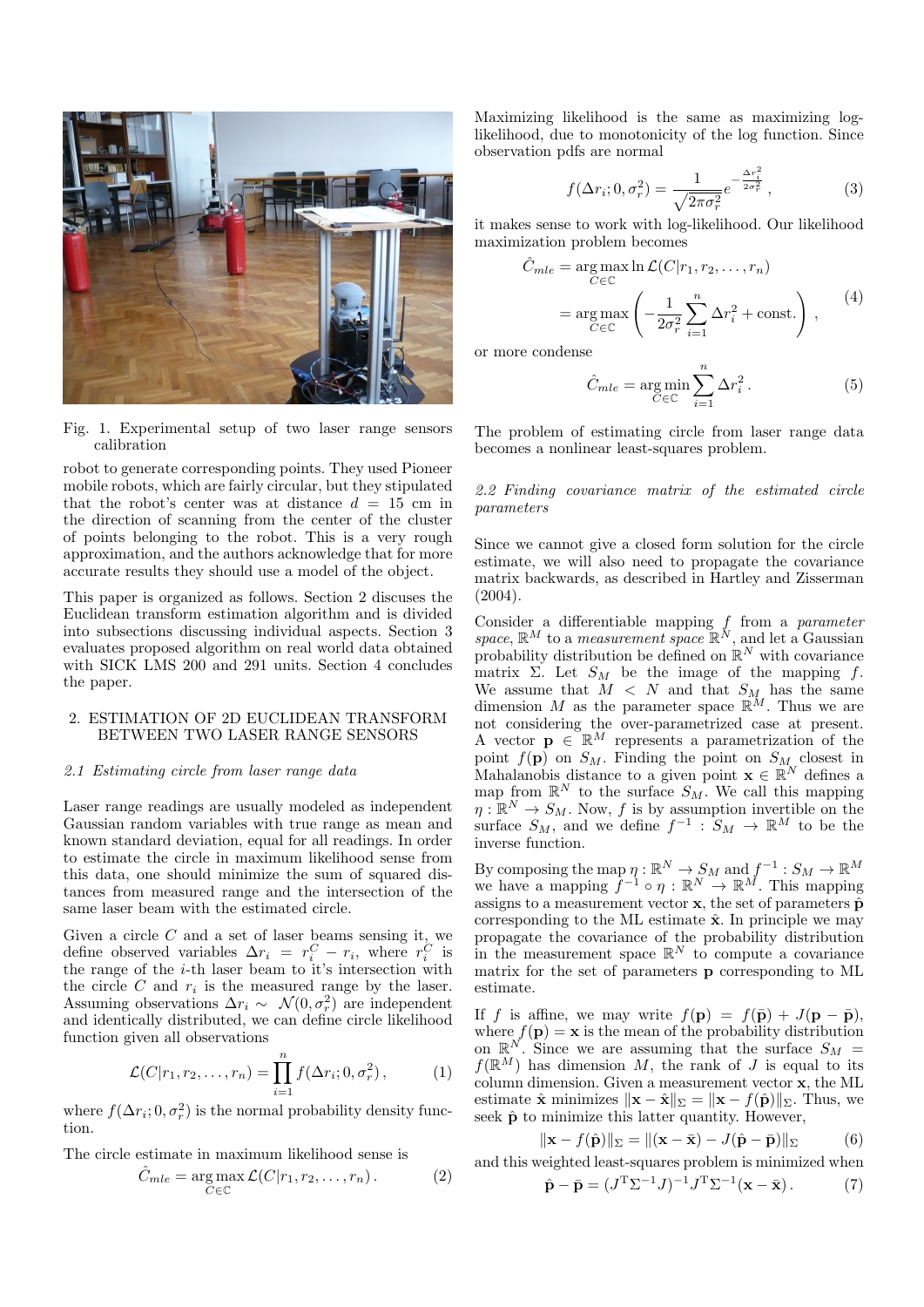Fig. 1. Experimental setup of two laser range sensors calibration

robot to generate corresponding points. They used Pioneer mobile robots, which are fairly circular, but they stipulated that the robot's center was at distance $d = 15$ cm in the direction of scanning from the center of the cluster of points belonging to the robot. This is a very rough approximation, and the authors acknowledge that for more accurate results they should use a model of the object.

This paper is organized as follows. Section 2 discuses the Euclidean transform estimation algorithm and is divided into subsections discussing individual aspects. Section 3 evaluates proposed algorithm on real world data obtained with SICK LMS 200 and 291 units. Section 4 concludes the paper.

## 2. ESTIMATION OF 2D EUCLIDEAN TRANSFORM BETWEEN TWO LASER RANGE SENSORS

### *2.1 Estimating circle from laser range data*

Laser range readings are usually modeled as independent Gaussian random variables with true range as mean and known standard deviation, equal for all readings. In order to estimate the circle in maximum likelihood sense from this data, one should minimize the sum of squared distances from measured range and the intersection of the same laser beam with the estimated circle.

Given a circle $C$ and a set of laser beams sensing it, we define observed variables $\Delta r_i = r_i^C - r_i$, where $r_i^C$ is the range of the $i$-th laser beam to it's intersection with the circle $C$ and $r_i$ is the measured range by the laser. Assuming observations $\Delta r_i \sim \mathcal{N}(0, \sigma_r^2)$ are independent and identically distributed, we can define circle likelihood function given all observations

$$\mathcal{L}(C|r_1, r_2, \ldots, r_n) = \prod_{i=1}^{n} f(\Delta r_i; 0, \sigma_r^2)\,, \tag{1}$$

where $f(\Delta r_i; 0, \sigma_r^2)$ is the normal probability density function.

The circle estimate in maximum likelihood sense is

$$\hat{C}_{mle} = \underset{C \in \mathbb{C}}{\arg\max}\, \mathcal{L}(C|r_1, r_2, \ldots, r_n)\,. \tag{2}$$

Maximizing likelihood is the same as maximizing log-likelihood, due to monotonicity of the log function. Since observation pdfs are normal

$$f(\Delta r_i; 0, \sigma_r^2) = \frac{1}{\sqrt{2\pi\sigma_r^2}} e^{-\frac{\Delta r_i^2}{2\sigma_r^2}}\,, \tag{3}$$

it makes sense to work with log-likelihood. Our likelihood maximization problem becomes

$$\begin{aligned} \hat{C}_{mle} &= \underset{C \in \mathbb{C}}{\arg\max} \ln \mathcal{L}(C|r_1, r_2, \ldots, r_n) \\ &= \underset{C \in \mathbb{C}}{\arg\max} \left( -\frac{1}{2\sigma_r^2} \sum_{i=1}^{n} \Delta r_i^2 + \text{const.} \right)\,, \end{aligned} \tag{4}$$

or more condense

$$\hat{C}_{mle} = \underset{C \in \mathbb{C}}{\arg\min} \sum_{i=1}^{n} \Delta r_i^2\,. \tag{5}$$

The problem of estimating circle from laser range data becomes a nonlinear least-squares problem.

### *2.2 Finding covariance matrix of the estimated circle parameters*

Since we cannot give a closed form solution for the circle estimate, we will also need to propagate the covariance matrix backwards, as described in Hartley and Zisserman (2004).

Consider a differentiable mapping $f$ from a *parameter space*, $\mathbb{R}^M$ to a *measurement space* $\mathbb{R}^N$, and let a Gaussian probability distribution be defined on $\mathbb{R}^N$ with covariance matrix $\Sigma$. Let $S_M$ be the image of the mapping $f$. We assume that $M < N$ and that $S_M$ has the same dimension $M$ as the parameter space $\mathbb{R}^M$. Thus we are not considering the over-parametrized case at present. A vector $\mathbf{p} \in \mathbb{R}^M$ represents a parametrization of the point $f(\mathbf{p})$ on $S_M$. Finding the point on $S_M$ closest in Mahalanobis distance to a given point $\mathbf{x} \in \mathbb{R}^N$ defines a map from $\mathbb{R}^N$ to the surface $S_M$. We call this mapping $\eta : \mathbb{R}^N \to S_M$. Now, $f$ is by assumption invertible on the surface $S_M$, and we define $f^{-1} : S_M \to \mathbb{R}^M$ to be the inverse function.

By composing the map $\eta : \mathbb{R}^N \to S_M$ and $f^{-1} : S_M \to \mathbb{R}^M$ we have a mapping $f^{-1} \circ \eta : \mathbb{R}^N \to \mathbb{R}^M$. This mapping assigns to a measurement vector $\mathbf{x}$, the set of parameters $\hat{\mathbf{p}}$ corresponding to the ML estimate $\hat{\mathbf{x}}$. In principle we may propagate the covariance of the probability distribution in the measurement space $\mathbb{R}^N$ to compute a covariance matrix for the set of parameters $\mathbf{p}$ corresponding to ML estimate.

If $f$ is affine, we may write $f(\mathbf{p}) = f(\bar{\mathbf{p}}) + J(\mathbf{p} - \bar{\mathbf{p}})$, where $f(\mathbf{p}) = \mathbf{x}$ is the mean of the probability distribution on $\mathbb{R}^N$. Since we are assuming that the surface $S_M = f(\mathbb{R}^M)$ has dimension $M$, the rank of $J$ is equal to its column dimension. Given a measurement vector $\mathbf{x}$, the ML estimate $\hat{\mathbf{x}}$ minimizes $\|\mathbf{x} - \hat{\mathbf{x}}\|_\Sigma = \|\mathbf{x} - f(\hat{\mathbf{p}})\|_\Sigma$. Thus, we seek $\hat{\mathbf{p}}$ to minimize this latter quantity. However,

$$\|\mathbf{x} - f(\hat{\mathbf{p}})\|_\Sigma = \|(\mathbf{x} - \bar{\mathbf{x}}) - J(\hat{\mathbf{p}} - \bar{\mathbf{p}})\|_\Sigma \tag{6}$$

and this weighted least-squares problem is minimized when

$$\hat{\mathbf{p}} - \bar{\mathbf{p}} = (J^{\mathrm{T}}\Sigma^{-1}J)^{-1}J^{\mathrm{T}}\Sigma^{-1}(\mathbf{x} - \bar{\mathbf{x}})\,. \tag{7}$$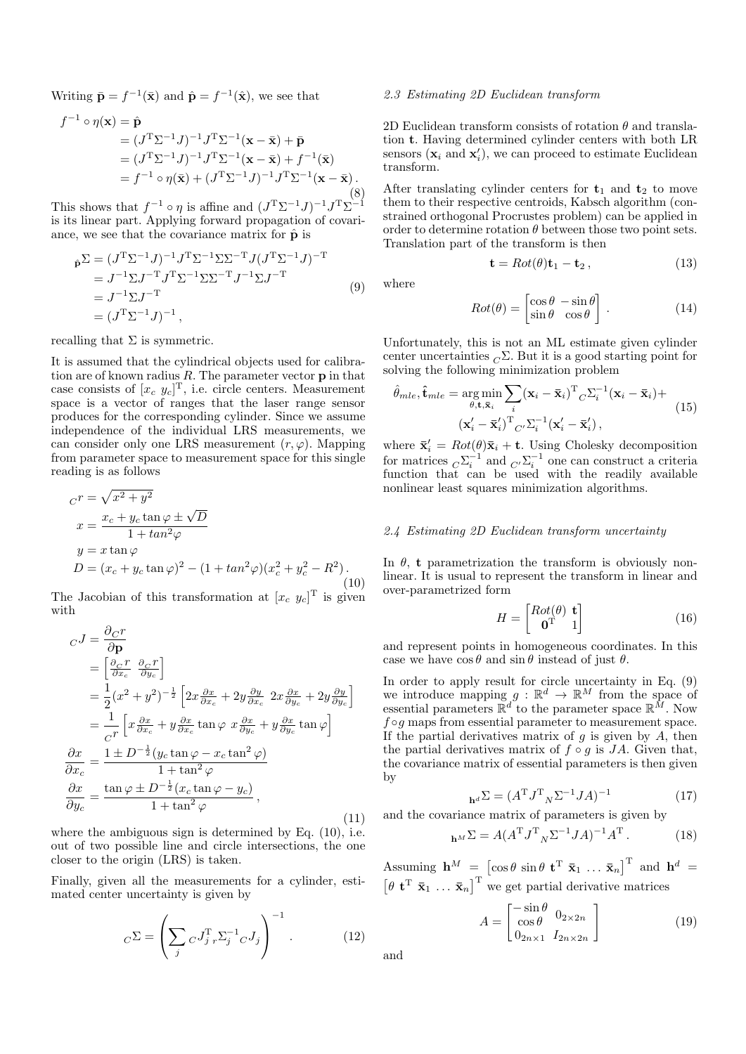Writing $\bar{\mathbf{p}} = f^{-1}(\bar{\mathbf{x}})$ and $\hat{\mathbf{p}} = f^{-1}(\hat{\mathbf{x}})$, we see that

$$
\begin{aligned}
f^{-1} \circ \eta(\mathbf{x}) &= \hat{\mathbf{p}} \\
&= (J^{\mathrm{T}}\Sigma^{-1}J)^{-1}J^{\mathrm{T}}\Sigma^{-1}(\mathbf{x} - \bar{\mathbf{x}}) + \bar{\mathbf{p}} \\
&= (J^{\mathrm{T}}\Sigma^{-1}J)^{-1}J^{\mathrm{T}}\Sigma^{-1}(\mathbf{x} - \bar{\mathbf{x}}) + f^{-1}(\bar{\mathbf{x}}) \\
&= f^{-1} \circ \eta(\bar{\mathbf{x}}) + (J^{\mathrm{T}}\Sigma^{-1}J)^{-1}J^{\mathrm{T}}\Sigma^{-1}(\mathbf{x} - \bar{\mathbf{x}}) .
\end{aligned}
\tag{8}
$$

This shows that $f^{-1} \circ \eta$ is affine and $(J^{\mathrm{T}}\Sigma^{-1}J)^{-1}J^{\mathrm{T}}\Sigma^{-1}$ is its linear part. Applying forward propagation of covariance, we see that the covariance matrix for $\hat{\mathbf{p}}$ is

$$
\begin{aligned}
{}_{\hat{\mathbf{p}}}\Sigma &= (J^{\mathrm{T}}\Sigma^{-1}J)^{-1}J^{\mathrm{T}}\Sigma^{-1}\Sigma\Sigma^{-\mathrm{T}}J(J^{\mathrm{T}}\Sigma^{-1}J)^{-\mathrm{T}} \\
&= J^{-1}\Sigma J^{-\mathrm{T}}J^{\mathrm{T}}\Sigma^{-1}\Sigma\Sigma^{-\mathrm{T}}J^{-1}\Sigma J^{-\mathrm{T}} \\
&= J^{-1}\Sigma J^{-\mathrm{T}} \\
&= (J^{\mathrm{T}}\Sigma^{-1}J)^{-1} ,
\end{aligned}
\tag{9}
$$

recalling that $\Sigma$ is symmetric.

It is assumed that the cylindrical objects used for calibration are of known radius $R$. The parameter vector $\mathbf{p}$ in that case consists of $[x_c \ y_c]^{\mathrm{T}}$, i.e. circle centers. Measurement space is a vector of ranges that the laser range sensor produces for the corresponding cylinder. Since we assume independence of the individual LRS measurements, we can consider only one LRS measurement $(r, \varphi)$. Mapping from parameter space to measurement space for this single reading is as follows

$$
\begin{aligned}
{}_{C}r &= \sqrt{x^2 + y^2} \\
x &= \frac{x_c + y_c \tan\varphi \pm \sqrt{D}}{1 + tan^2\varphi} \\
y &= x \tan\varphi \\
D &= (x_c + y_c \tan\varphi)^2 - (1 + tan^2\varphi)(x_c^2 + y_c^2 - R^2) .
\end{aligned}
\tag{10}
$$

The Jacobian of this transformation at $[x_c \ y_c]^{\mathrm{T}}$ is given with

$$
\begin{aligned}
{}_{C}J &= \frac{\partial_{C}r}{\partial\mathbf{p}} \\
&= \begin{bmatrix} \frac{\partial_{C}r}{\partial x_c} & \frac{\partial_{C}r}{\partial y_c} \end{bmatrix} \\
&= \frac{1}{2}(x^2 + y^2)^{-\frac{1}{2}} \begin{bmatrix} 2x\frac{\partial x}{\partial x_c} + 2y\frac{\partial y}{\partial x_c} & 2x\frac{\partial x}{\partial y_c} + 2y\frac{\partial y}{\partial y_c} \end{bmatrix} \\
&= \frac{1}{{}_{C}r} \begin{bmatrix} x\frac{\partial x}{\partial x_c} + y\frac{\partial x}{\partial x_c}\tan\varphi & x\frac{\partial x}{\partial y_c} + y\frac{\partial x}{\partial y_c}\tan\varphi \end{bmatrix} \\
\frac{\partial x}{\partial x_c} &= \frac{1 \pm D^{-\frac{1}{2}}(y_c\tan\varphi - x_c\tan^2\varphi)}{1 + \tan^2\varphi} \\
\frac{\partial x}{\partial y_c} &= \frac{\tan\varphi \pm D^{-\frac{1}{2}}(x_c\tan\varphi - y_c)}{1 + \tan^2\varphi} ,
\end{aligned}
\tag{11}
$$

where the ambiguous sign is determined by Eq. (10), i.e. out of two possible line and circle intersections, the one closer to the origin (LRS) is taken.

Finally, given all the measurements for a cylinder, estimated center uncertainty is given by

$$
{}_{C}\Sigma = \left( \sum_j {}_{C}J_j^{\mathrm{T}}\,{}_{r}\Sigma_j^{-1}\,{}_{C}J_j \right)^{-1} .
\tag{12}
$$

### 2.3 Estimating 2D Euclidean transform

2D Euclidean transform consists of rotation $\theta$ and translation $\mathbf{t}$. Having determined cylinder centers with both LR sensors ($\mathbf{x}_i$ and $\mathbf{x}'_i$), we can proceed to estimate Euclidean transform.

After translating cylinder centers for $\mathbf{t}_1$ and $\mathbf{t}_2$ to move them to their respective centroids, Kabsch algorithm (constrained orthogonal Procrustes problem) can be applied in order to determine rotation $\theta$ between those two point sets. Translation part of the transform is then

$$
\mathbf{t} = Rot(\theta)\mathbf{t}_1 - \mathbf{t}_2 ,
\tag{13}
$$

where

$$
Rot(\theta) = \begin{bmatrix} \cos\theta & -\sin\theta \\ \sin\theta & \cos\theta \end{bmatrix} .
\tag{14}
$$

Unfortunately, this is not an ML estimate given cylinder center uncertainties ${}_{C}\Sigma$. But it is a good starting point for solving the following minimization problem

$$
\begin{aligned}
\hat{\theta}_{mle}, \hat{\mathbf{t}}_{mle} = \underset{\theta,\mathbf{t},\bar{\mathbf{x}}_i}{\arg\min} \sum_i (\mathbf{x}_i - \bar{\mathbf{x}}_i)^{\mathrm{T}}\,{}_{C}\Sigma_i^{-1}(\mathbf{x}_i - \bar{\mathbf{x}}_i) + \\
(\mathbf{x}'_i - \bar{\mathbf{x}}'_i)^{\mathrm{T}}\,{}_{C'}\Sigma_i^{-1}(\mathbf{x}'_i - \bar{\mathbf{x}}'_i) ,
\end{aligned}
\tag{15}
$$

where $\bar{\mathbf{x}}'_i = Rot(\theta)\bar{\mathbf{x}}_i + \mathbf{t}$. Using Cholesky decomposition for matrices ${}_{C}\Sigma_i^{-1}$ and ${}_{C'}\Sigma_i^{-1}$ one can construct a criteria function that can be used with the readily available nonlinear least squares minimization algorithms.

### 2.4 Estimating 2D Euclidean transform uncertainty

In $\theta$, $\mathbf{t}$ parametrization the transform is obviously nonlinear. It is usual to represent the transform in linear and over-parametrized form

$$
H = \begin{bmatrix} Rot(\theta) & \mathbf{t} \\ \mathbf{0}^{\mathrm{T}} & 1 \end{bmatrix}
\tag{16}
$$

and represent points in homogeneous coordinates. In this case we have $\cos\theta$ and $\sin\theta$ instead of just $\theta$.

In order to apply result for circle uncertainty in Eq. (9) we introduce mapping $g : \mathbb{R}^d \to \mathbb{R}^M$ from the space of essential parameters $\mathbb{R}^d$ to the parameter space $\mathbb{R}^M$. Now $f \circ g$ maps from essential parameter to measurement space. If the partial derivatives matrix of $g$ is given by $A$, then the partial derivatives matrix of $f \circ g$ is $JA$. Given that, the covariance matrix of essential parameters is then given by

$$
{}_{\mathbf{h}^d}\Sigma = (A^{\mathrm{T}}J^{\mathrm{T}}\,{}_{N}\Sigma^{-1}JA)^{-1}
\tag{17}
$$

and the covariance matrix of parameters is given by

$$
{}_{\mathbf{h}^M}\Sigma = A(A^{\mathrm{T}}J^{\mathrm{T}}\,{}_{N}\Sigma^{-1}JA)^{-1}A^{\mathrm{T}} .
\tag{18}
$$

Assuming $\mathbf{h}^M = \begin{bmatrix} \cos\theta & \sin\theta & \mathbf{t}^{\mathrm{T}} & \bar{\mathbf{x}}_1 & \dots & \bar{\mathbf{x}}_n \end{bmatrix}^{\mathrm{T}}$ and $\mathbf{h}^d = \begin{bmatrix} \theta & \mathbf{t}^{\mathrm{T}} & \bar{\mathbf{x}}_1 & \dots & \bar{\mathbf{x}}_n \end{bmatrix}^{\mathrm{T}}$ we get partial derivative matrices

$$
A = \begin{bmatrix} -\sin\theta & \\ \cos\theta & 0_{2\times 2n} \\ 0_{2n\times 1} & I_{2n\times 2n} \end{bmatrix}
\tag{19}
$$

and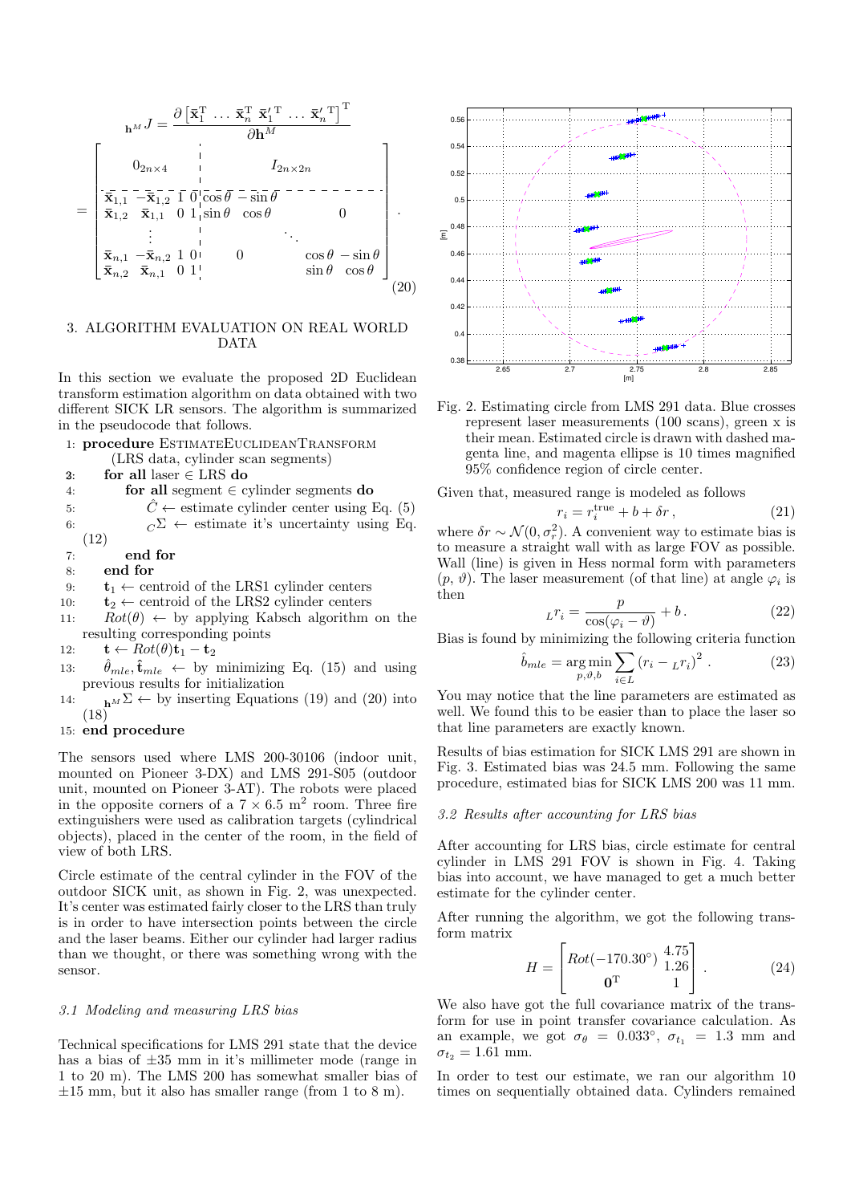$$
{}_{\mathbf{h}^M}J = \frac{\partial \left[ \bar{\mathbf{x}}_1^{\mathrm{T}} \, \dots \, \bar{\mathbf{x}}_n^{\mathrm{T}} \, \bar{\mathbf{x}}_1'^{\mathrm{T}} \, \dots \, \bar{\mathbf{x}}_n'^{\mathrm{T}} \right]^{\mathrm{T}}}{\partial \mathbf{h}^M}
$$

$$
= \left[ \begin{array}{cccc|cccc}
 & 0_{2n\times 4} & & & & I_{2n\times 2n} & & \\
\hline
\bar{\mathbf{x}}_{1,1} & -\bar{\mathbf{x}}_{1,2} & 1 & 0 & \cos\theta & -\sin\theta & & \\
\bar{\mathbf{x}}_{1,2} & \bar{\mathbf{x}}_{1,1} & 0 & 1 & \sin\theta & \cos\theta & & 0 \\
 & \vdots & & & & & \ddots & \\
\bar{\mathbf{x}}_{n,1} & -\bar{\mathbf{x}}_{n,2} & 1 & 0 & & 0 & & \cos\theta \;\; -\sin\theta \\
\bar{\mathbf{x}}_{n,2} & \bar{\mathbf{x}}_{n,1} & 0 & 1 & & & & \sin\theta \;\; \cos\theta
\end{array} \right] . \tag{20}
$$

## 3. ALGORITHM EVALUATION ON REAL WORLD DATA

In this section we evaluate the proposed 2D Euclidean transform estimation algorithm on data obtained with two different SICK LR sensors. The algorithm is summarized in the pseudocode that follows.

```
1:  procedure EstimateEuclideanTransform
        (LRS data, cylinder scan segments)
2:      for all laser ∈ LRS do
4:          for all segment ∈ cylinder segments do
5:              Ĉ ← estimate cylinder center using Eq. (5)
6:              _C Σ ← estimate it's uncertainty using Eq. (12)
7:          end for
8:      end for
9:      t1 ← centroid of the LRS1 cylinder centers
10:     t2 ← centroid of the LRS2 cylinder centers
11:     Rot(θ) ← by applying Kabsch algorithm on the resulting corresponding points
12:     t ← Rot(θ)t1 − t2
13:     θ̂_mle, t̂_mle ← by minimizing Eq. (15) and using previous results for initialization
14:     _{h^M} Σ ← by inserting Equations (19) and (20) into (18)
15: end procedure
```

The sensors used where LMS 200-30106 (indoor unit, mounted on Pioneer 3-DX) and LMS 291-S05 (outdoor unit, mounted on Pioneer 3-AT). The robots were placed in the opposite corners of a $7 \times 6.5$ m$^2$ room. Three fire extinguishers were used as calibration targets (cylindrical objects), placed in the center of the room, in the field of view of both LRS.

Circle estimate of the central cylinder in the FOV of the outdoor SICK unit, as shown in Fig. 2, was unexpected. It's center was estimated fairly closer to the LRS than truly is in order to have intersection points between the circle and the laser beams. Either our cylinder had larger radius than we thought, or there was something wrong with the sensor.

### *3.1 Modeling and measuring LRS bias*

Technical specifications for LMS 291 state that the device has a bias of $\pm 35$ mm in it's millimeter mode (range in 1 to 20 m). The LMS 200 has somewhat smaller bias of $\pm 15$ mm, but it also has smaller range (from 1 to 8 m).

Fig. 2. Estimating circle from LMS 291 data. Blue crosses represent laser measurements (100 scans), green x is their mean. Estimated circle is drawn with dashed magenta line, and magenta ellipse is 10 times magnified 95% confidence region of circle center.

Given that, measured range is modeled as follows

$$
r_i = r_i^{\text{true}} + b + \delta r \, , \tag{21}
$$

where $\delta r \sim \mathcal{N}(0, \sigma_r^2)$. A convenient way to estimate bias is to measure a straight wall with as large FOV as possible. Wall (line) is given in Hess normal form with parameters $(p, \vartheta)$. The laser measurement (of that line) at angle $\varphi_i$ is then

$$
{}_L r_i = \frac{p}{\cos(\varphi_i - \vartheta)} + b \, . \tag{22}
$$

Bias is found by minimizing the following criteria function

$$
\hat{b}_{mle} = \underset{p,\vartheta,b}{\arg\min} \sum_{i \in L} \left( r_i - {}_L r_i \right)^2 \, . \tag{23}
$$

You may notice that the line parameters are estimated as well. We found this to be easier than to place the laser so that line parameters are exactly known.

Results of bias estimation for SICK LMS 291 are shown in Fig. 3. Estimated bias was 24.5 mm. Following the same procedure, estimated bias for SICK LMS 200 was 11 mm.

### *3.2 Results after accounting for LRS bias*

After accounting for LRS bias, circle estimate for central cylinder in LMS 291 FOV is shown in Fig. 4. Taking bias into account, we have managed to get a much better estimate for the cylinder center.

After running the algorithm, we got the following transform matrix

$$
H = \begin{bmatrix} Rot(-170.30^\circ) & \begin{matrix} 4.75 \\ 1.26 \end{matrix} \\ \mathbf{0}^{\mathrm{T}} & 1 \end{bmatrix} . \tag{24}
$$

We also have got the full covariance matrix of the transform for use in point transfer covariance calculation. As an example, we got $\sigma_\theta = 0.033^\circ$, $\sigma_{t_1} = 1.3$ mm and $\sigma_{t_2} = 1.61$ mm.

In order to test our estimate, we ran our algorithm 10 times on sequentially obtained data. Cylinders remained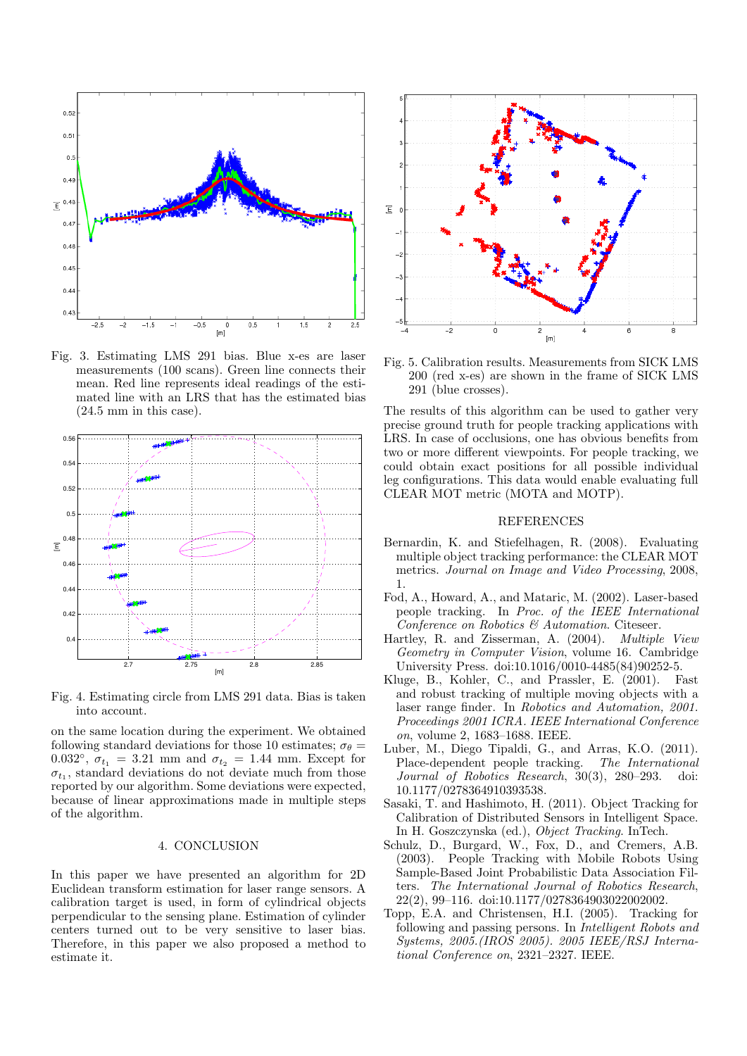0.52
0.51
0.5
0.49
0.48
0.47
0.46
0.45
0.44
0.43
[m]
-2.5 -2 -1.5 -1 -0.5 0 0.5 1 1.5 2 2.5
[m]

Fig. 3. Estimating LMS 291 bias. Blue x-es are laser measurements (100 scans). Green line connects their mean. Red line represents ideal readings of the estimated line with an LRS that has the estimated bias (24.5 mm in this case).

0.56
0.54
0.52
0.5
0.48
0.46
0.44
0.42
0.4
[m]
2.7 2.75 2.8 2.85
[m]

Fig. 4. Estimating circle from LMS 291 data. Bias is taken into account.

on the same location during the experiment. We obtained following standard deviations for those 10 estimates; $\sigma_\theta = 0.032°$, $\sigma_{t_1} = 3.21$ mm and $\sigma_{t_2} = 1.44$ mm. Except for $\sigma_{t_1}$, standard deviations do not deviate much from those reported by our algorithm. Some deviations were expected, because of linear approximations made in multiple steps of the algorithm.

## 4. CONCLUSION

In this paper we have presented an algorithm for 2D Euclidean transform estimation for laser range sensors. A calibration target is used, in form of cylindrical objects perpendicular to the sensing plane. Estimation of cylinder centers turned out to be very sensitive to laser bias. Therefore, in this paper we also proposed a method to estimate it.

5
4
3
2
1
0
-1
-2
-3
-4
-5
[m]
-4 -2 0 2 4 6 8
[m]

Fig. 5. Calibration results. Measurements from SICK LMS 200 (red x-es) are shown in the frame of SICK LMS 291 (blue crosses).

The results of this algorithm can be used to gather very precise ground truth for people tracking applications with LRS. In case of occlusions, one has obvious benefits from two or more different viewpoints. For people tracking, we could obtain exact positions for all possible individual leg configurations. This data would enable evaluating full CLEAR MOT metric (MOTA and MOTP).

## REFERENCES

Bernardin, K. and Stiefelhagen, R. (2008). Evaluating multiple object tracking performance: the CLEAR MOT metrics. *Journal on Image and Video Processing*, 2008, 1.

Fod, A., Howard, A., and Mataric, M. (2002). Laser-based people tracking. In *Proc. of the IEEE International Conference on Robotics & Automation*. Citeseer.

Hartley, R. and Zisserman, A. (2004). *Multiple View Geometry in Computer Vision*, volume 16. Cambridge University Press. doi:10.1016/0010-4485(84)90252-5.

Kluge, B., Kohler, C., and Prassler, E. (2001). Fast and robust tracking of multiple moving objects with a laser range finder. In *Robotics and Automation, 2001. Proceedings 2001 ICRA. IEEE International Conference on*, volume 2, 1683–1688. IEEE.

Luber, M., Diego Tipaldi, G., and Arras, K.O. (2011). Place-dependent people tracking. *The International Journal of Robotics Research*, 30(3), 280–293. doi: 10.1177/0278364910393538.

Sasaki, T. and Hashimoto, H. (2011). Object Tracking for Calibration of Distributed Sensors in Intelligent Space. In H. Goszczynska (ed.), *Object Tracking*. InTech.

Schulz, D., Burgard, W., Fox, D., and Cremers, A.B. (2003). People Tracking with Mobile Robots Using Sample-Based Joint Probabilistic Data Association Filters. *The International Journal of Robotics Research*, 22(2), 99–116. doi:10.1177/0278364903022002002.

Topp, E.A. and Christensen, H.I. (2005). Tracking for following and passing persons. In *Intelligent Robots and Systems, 2005.(IROS 2005). 2005 IEEE/RSJ International Conference on*, 2321–2327. IEEE.